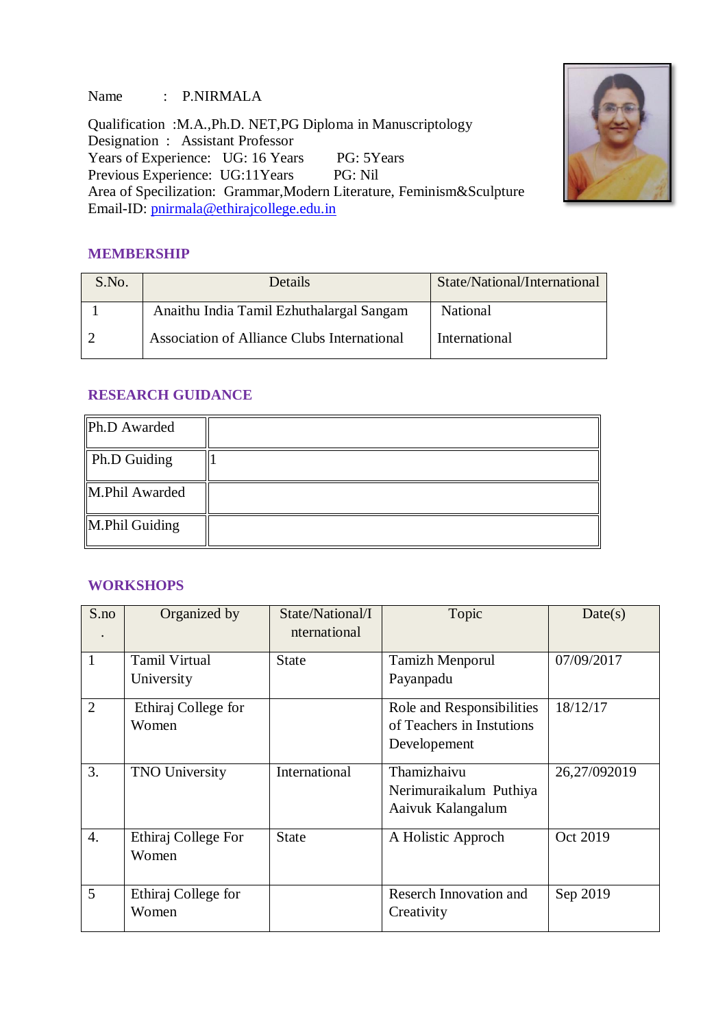Name : P.NIRMALA

Qualification :M.A.,Ph.D. NET,PG Diploma in Manuscriptology
Designation : Assistant Professor
Years of Experience: UG: 16 Years PG: 5Years
Previous Experience: UG:11Years PG: Nil
Area of Specilization: Grammar,Modern Literature, Feminism&Sculpture
Email-ID: pnirmala@ethirajcollege.edu.in

## MEMBERSHIP

| S.No. | Details | State/National/International |
|---|---|---|
| 1 | Anaithu India Tamil Ezhuthalargal Sangam | National |
| 2 | Association of Alliance Clubs International | International |

## RESEARCH GUIDANCE

| | |
|---|---|
| Ph.D Awarded | |
| Ph.D Guiding | 1 |
| M.Phil Awarded | |
| M.Phil Guiding | |

## WORKSHOPS

| S.no. | Organized by | State/National/International | Topic | Date(s) |
|---|---|---|---|---|
| 1 | Tamil Virtual University | State | Tamizh Menporul Payanpadu | 07/09/2017 |
| 2 | Ethiraj College for Women | | Role and Responsibilities of Teachers in Instutions Developement | 18/12/17 |
| 3. | TNO University | International | Thamizhaivu Nerimuraikalum Puthiya Aaivuk Kalangalum | 26,27/092019 |
| 4. | Ethiraj College For Women | State | A Holistic Approch | Oct 2019 |
| 5 | Ethiraj College for Women | | Reserch Innovation and Creativity | Sep 2019 |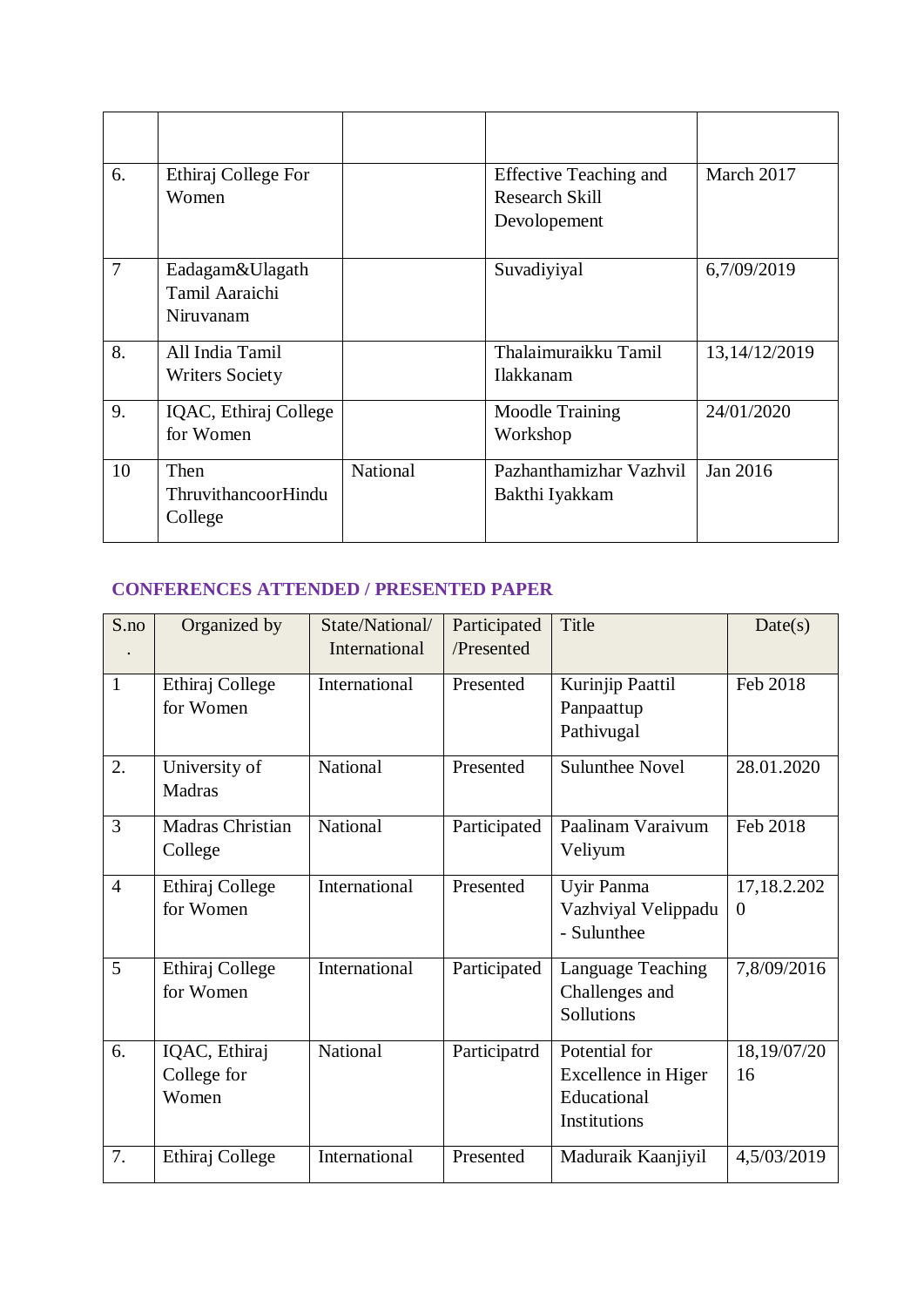| | | | | |
|---|---|---|---|---|
| 6. | Ethiraj College For Women | | Effective Teaching and Research Skill Devolopement | March 2017 |
| 7 | Eadagam&Ulagath Tamil Aaraichi Niruvanam | | Suvadiyiyal | 6,7/09/2019 |
| 8. | All India Tamil Writers Society | | Thalaimuraikku Tamil Ilakkanam | 13,14/12/2019 |
| 9. | IQAC, Ethiraj College for Women | | Moodle Training Workshop | 24/01/2020 |
| 10 | Then ThruvithancoorHindu College | National | Pazhanthamizhar Vazhvil Bakthi Iyakkam | Jan 2016 |

## CONFERENCES ATTENDED / PRESENTED PAPER

| S.no. | Organized by | State/National/ International | Participated /Presented | Title | Date(s) |
|---|---|---|---|---|---|
| 1 | Ethiraj College for Women | International | Presented | Kurinjip Paattil Panpaattup Pathivugal | Feb 2018 |
| 2. | University of Madras | National | Presented | Sulunthee Novel | 28.01.2020 |
| 3 | Madras Christian College | National | Participated | Paalinam Varaivum Veliyum | Feb 2018 |
| 4 | Ethiraj College for Women | International | Presented | Uyir Panma Vazhviyal Velippadu - Sulunthee | 17,18.2.2020 |
| 5 | Ethiraj College for Women | International | Participated | Language Teaching Challenges and Sollutions | 7,8/09/2016 |
| 6. | IQAC, Ethiraj College for Women | National | Participatrd | Potential for Excellence in Higer Educational Institutions | 18,19/07/2016 |
| 7. | Ethiraj College | International | Presented | Maduraik Kaanjiyil | 4,5/03/2019 |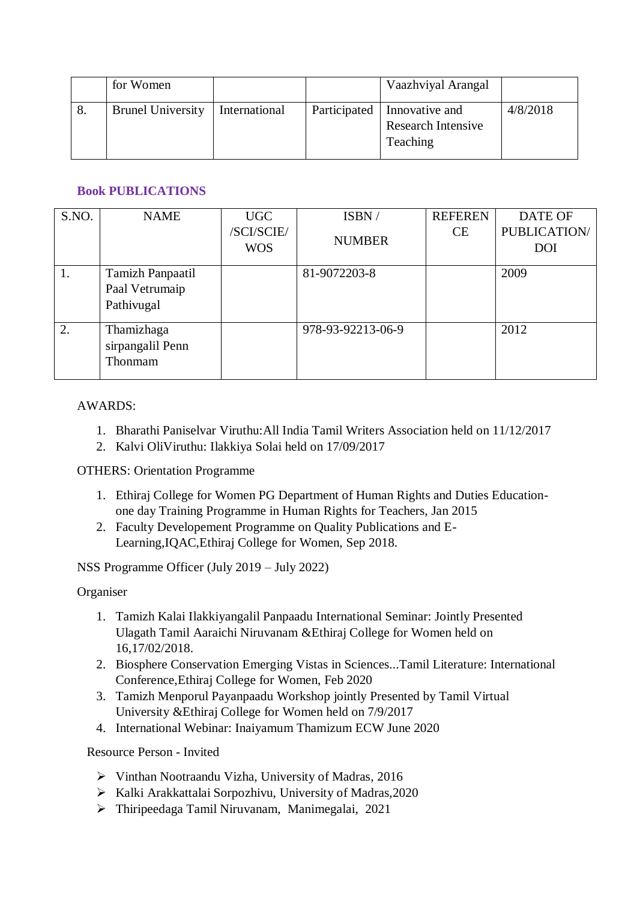| | | | | | |
|---|---|---|---|---|---|
| | for Women | | | Vaazhviyal Arangal | |
| 8. | Brunel University | International | Participated | Innovative and Research Intensive Teaching | 4/8/2018 |

### Book PUBLICATIONS

| S.NO. | NAME | UGC /SCI/SCIE/ WOS | ISBN / NUMBER | REFERENCE | DATE OF PUBLICATION/ DOI |
|---|---|---|---|---|---|
| 1. | Tamizh Panpaatil Paal Vetrumaip Pathivugal | | 81-9072203-8 | | 2009 |
| 2. | Thamizhaga sirpangalil Penn Thonmam | | 978-93-92213-06-9 | | 2012 |

AWARDS:

1. Bharathi Paniselvar Viruthu:All India Tamil Writers Association held on 11/12/2017
2. Kalvi OliViruthu: Ilakkiya Solai held on 17/09/2017

OTHERS: Orientation Programme

1. Ethiraj College for Women PG Department of Human Rights and Duties Education-one day Training Programme in Human Rights for Teachers, Jan 2015
2. Faculty Developement Programme on Quality Publications and E-Learning,IQAC,Ethiraj College for Women, Sep 2018.

NSS Programme Officer (July 2019 – July 2022)

Organiser

1. Tamizh Kalai Ilakkiyangalil Panpaadu International Seminar: Jointly Presented Ulagath Tamil Aaraichi Niruvanam &Ethiraj College for Women held on 16,17/02/2018.
2. Biosphere Conservation Emerging Vistas in Sciences...Tamil Literature: International Conference,Ethiraj College for Women, Feb 2020
3. Tamizh Menporul Payanpaadu Workshop jointly Presented by Tamil Virtual University &Ethiraj College for Women held on 7/9/2017
4. International Webinar: Inaiyamum Thamizum ECW June 2020

Resource Person - Invited

- Vinthan Nootraandu Vizha, University of Madras, 2016
- Kalki Arakkattalai Sorpozhivu, University of Madras,2020
- Thiripeedaga Tamil Niruvanam, Manimegalai, 2021